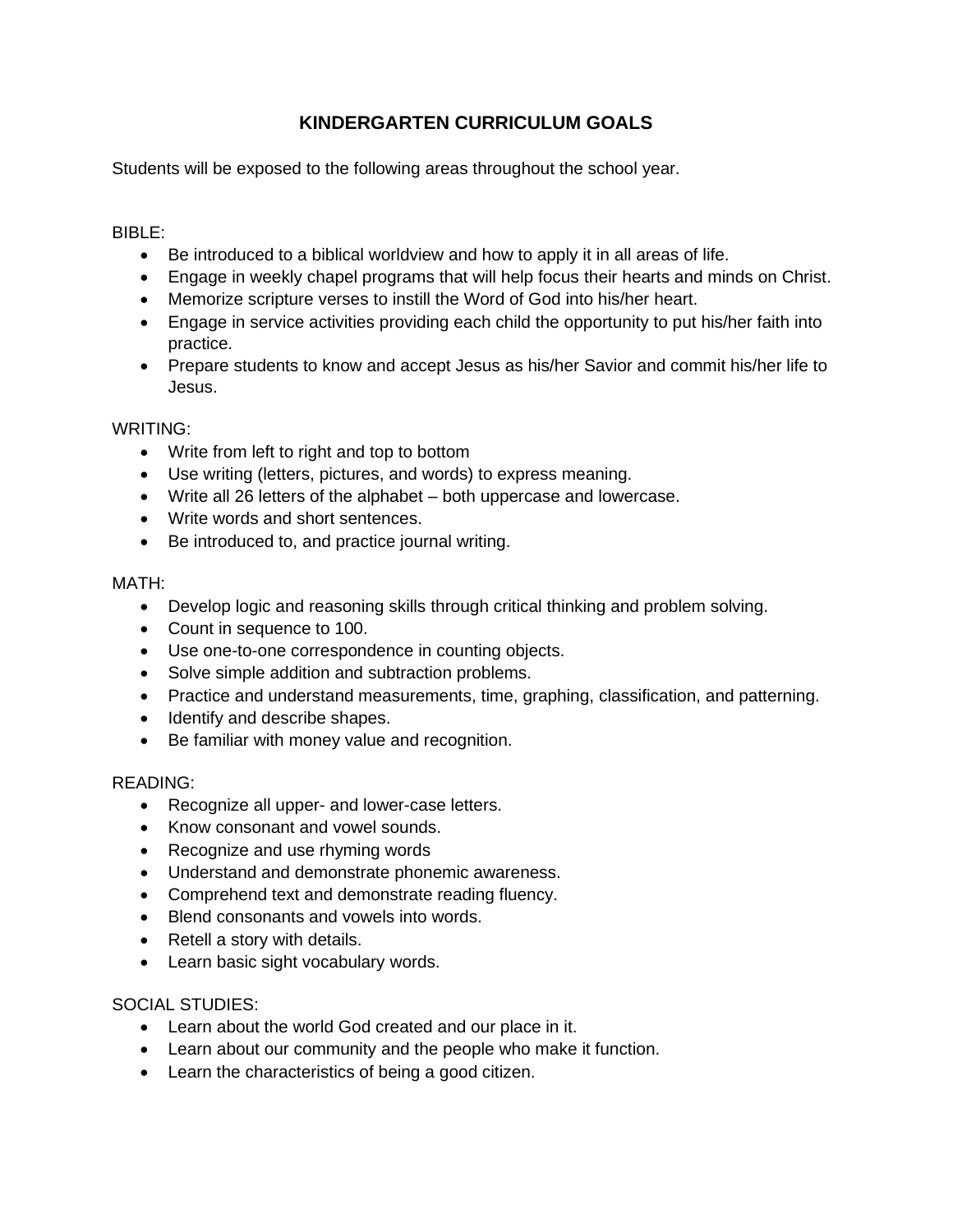# KINDERGARTEN CURRICULUM GOALS

Students will be exposed to the following areas throughout the school year.

BIBLE:

- Be introduced to a biblical worldview and how to apply it in all areas of life.
- Engage in weekly chapel programs that will help focus their hearts and minds on Christ.
- Memorize scripture verses to instill the Word of God into his/her heart.
- Engage in service activities providing each child the opportunity to put his/her faith into practice.
- Prepare students to know and accept Jesus as his/her Savior and commit his/her life to Jesus.

WRITING:

- Write from left to right and top to bottom
- Use writing (letters, pictures, and words) to express meaning.
- Write all 26 letters of the alphabet – both uppercase and lowercase.
- Write words and short sentences.
- Be introduced to, and practice journal writing.

MATH:

- Develop logic and reasoning skills through critical thinking and problem solving.
- Count in sequence to 100.
- Use one-to-one correspondence in counting objects.
- Solve simple addition and subtraction problems.
- Practice and understand measurements, time, graphing, classification, and patterning.
- Identify and describe shapes.
- Be familiar with money value and recognition.

READING:

- Recognize all upper- and lower-case letters.
- Know consonant and vowel sounds.
- Recognize and use rhyming words
- Understand and demonstrate phonemic awareness.
- Comprehend text and demonstrate reading fluency.
- Blend consonants and vowels into words.
- Retell a story with details.
- Learn basic sight vocabulary words.

SOCIAL STUDIES:

- Learn about the world God created and our place in it.
- Learn about our community and the people who make it function.
- Learn the characteristics of being a good citizen.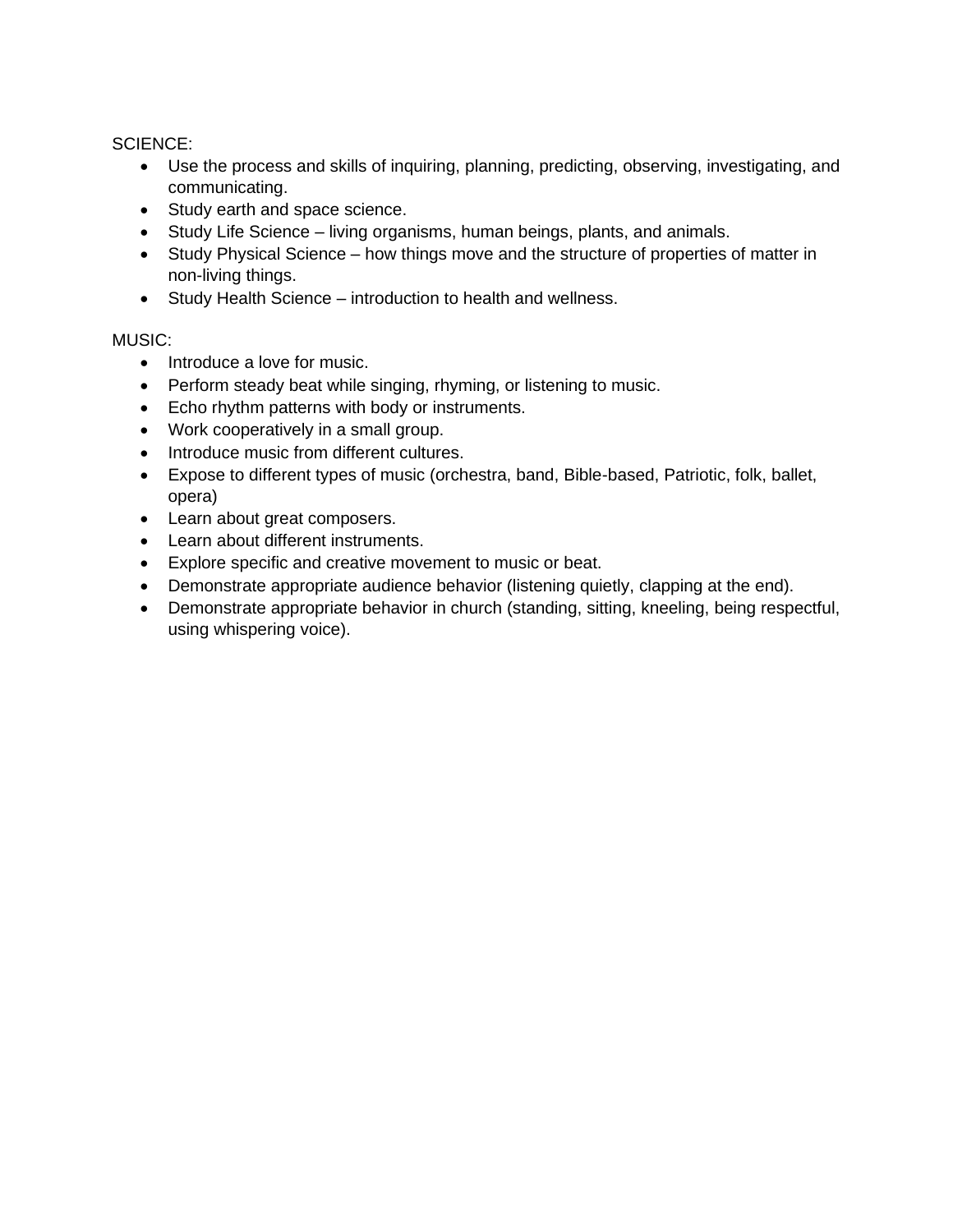SCIENCE:

- Use the process and skills of inquiring, planning, predicting, observing, investigating, and communicating.
- Study earth and space science.
- Study Life Science – living organisms, human beings, plants, and animals.
- Study Physical Science – how things move and the structure of properties of matter in non-living things.
- Study Health Science – introduction to health and wellness.

MUSIC:

- Introduce a love for music.
- Perform steady beat while singing, rhyming, or listening to music.
- Echo rhythm patterns with body or instruments.
- Work cooperatively in a small group.
- Introduce music from different cultures.
- Expose to different types of music (orchestra, band, Bible-based, Patriotic, folk, ballet, opera)
- Learn about great composers.
- Learn about different instruments.
- Explore specific and creative movement to music or beat.
- Demonstrate appropriate audience behavior (listening quietly, clapping at the end).
- Demonstrate appropriate behavior in church (standing, sitting, kneeling, being respectful, using whispering voice).